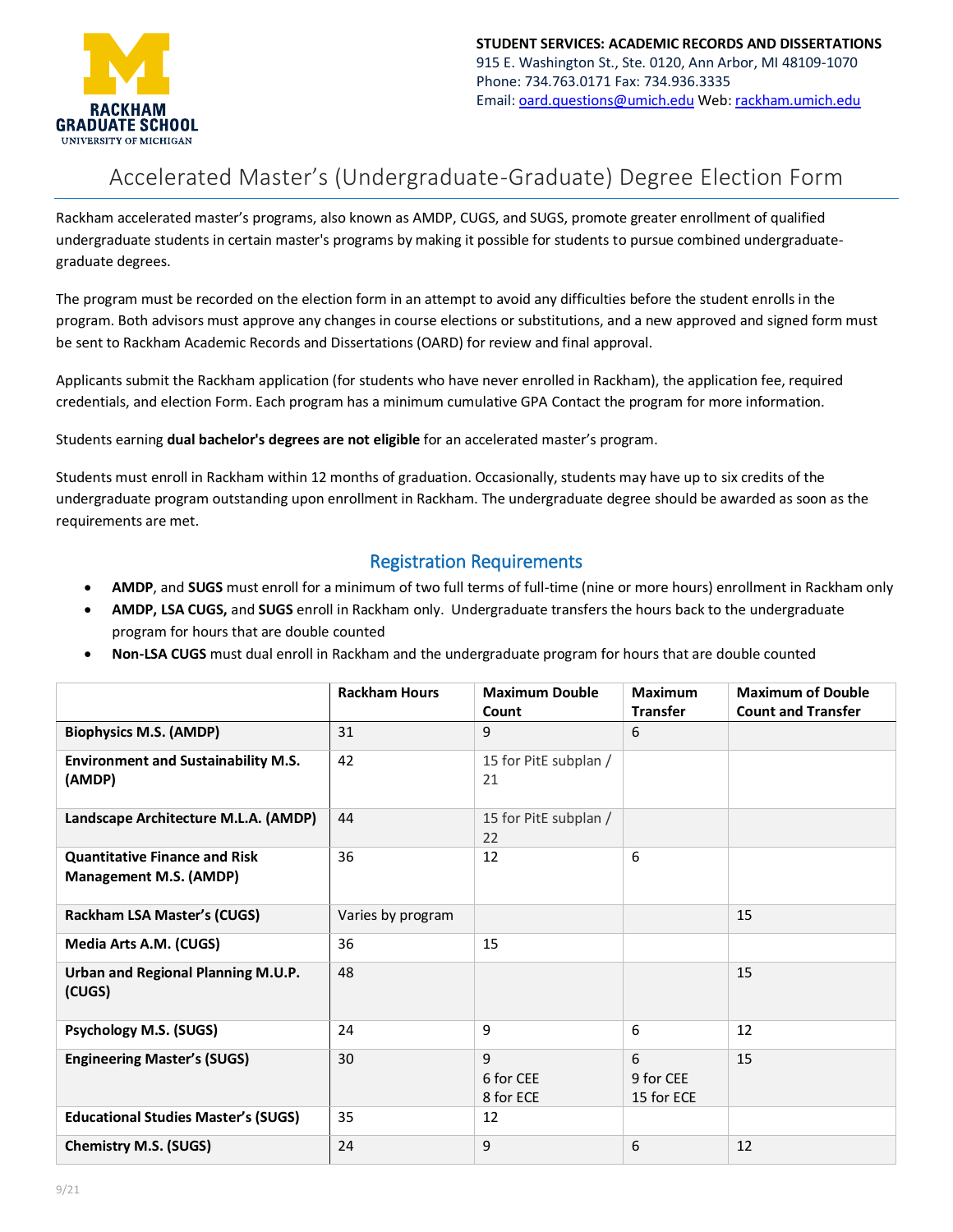RACKHAM GRADUATE SCHOOL
UNIVERSITY OF MICHIGAN

**STUDENT SERVICES: ACADEMIC RECORDS AND DISSERTATIONS**
915 E. Washington St., Ste. 0120, Ann Arbor, MI 48109-1070
Phone: 734.763.0171 Fax: 734.936.3335
Email: oard.questions@umich.edu Web: rackham.umich.edu

# Accelerated Master's (Undergraduate-Graduate) Degree Election Form

Rackham accelerated master's programs, also known as AMDP, CUGS, and SUGS, promote greater enrollment of qualified undergraduate students in certain master's programs by making it possible for students to pursue combined undergraduate-graduate degrees.

The program must be recorded on the election form in an attempt to avoid any difficulties before the student enrolls in the program. Both advisors must approve any changes in course elections or substitutions, and a new approved and signed form must be sent to Rackham Academic Records and Dissertations (OARD) for review and final approval.

Applicants submit the Rackham application (for students who have never enrolled in Rackham), the application fee, required credentials, and election Form. Each program has a minimum cumulative GPA Contact the program for more information.

Students earning **dual bachelor's degrees are not eligible** for an accelerated master's program.

Students must enroll in Rackham within 12 months of graduation. Occasionally, students may have up to six credits of the undergraduate program outstanding upon enrollment in Rackham. The undergraduate degree should be awarded as soon as the requirements are met.

## Registration Requirements

- **AMDP**, and **SUGS** must enroll for a minimum of two full terms of full-time (nine or more hours) enrollment in Rackham only
- **AMDP, LSA CUGS,** and **SUGS** enroll in Rackham only. Undergraduate transfers the hours back to the undergraduate program for hours that are double counted
- **Non-LSA CUGS** must dual enroll in Rackham and the undergraduate program for hours that are double counted

| | Rackham Hours | Maximum Double Count | Maximum Transfer | Maximum of Double Count and Transfer |
|---|---|---|---|---|
| **Biophysics M.S. (AMDP)** | 31 | 9 | 6 | |
| **Environment and Sustainability M.S. (AMDP)** | 42 | 15 for PitE subplan / 21 | | |
| **Landscape Architecture M.L.A. (AMDP)** | 44 | 15 for PitE subplan / 22 | | |
| **Quantitative Finance and Risk Management M.S. (AMDP)** | 36 | 12 | 6 | |
| **Rackham LSA Master's (CUGS)** | Varies by program | | | 15 |
| **Media Arts A.M. (CUGS)** | 36 | 15 | | |
| **Urban and Regional Planning M.U.P. (CUGS)** | 48 | | | 15 |
| **Psychology M.S. (SUGS)** | 24 | 9 | 6 | 12 |
| **Engineering Master's (SUGS)** | 30 | 9<br>6 for CEE<br>8 for ECE | 6<br>9 for CEE<br>15 for ECE | 15 |
| **Educational Studies Master's (SUGS)** | 35 | 12 | | |
| **Chemistry M.S. (SUGS)** | 24 | 9 | 6 | 12 |

9/21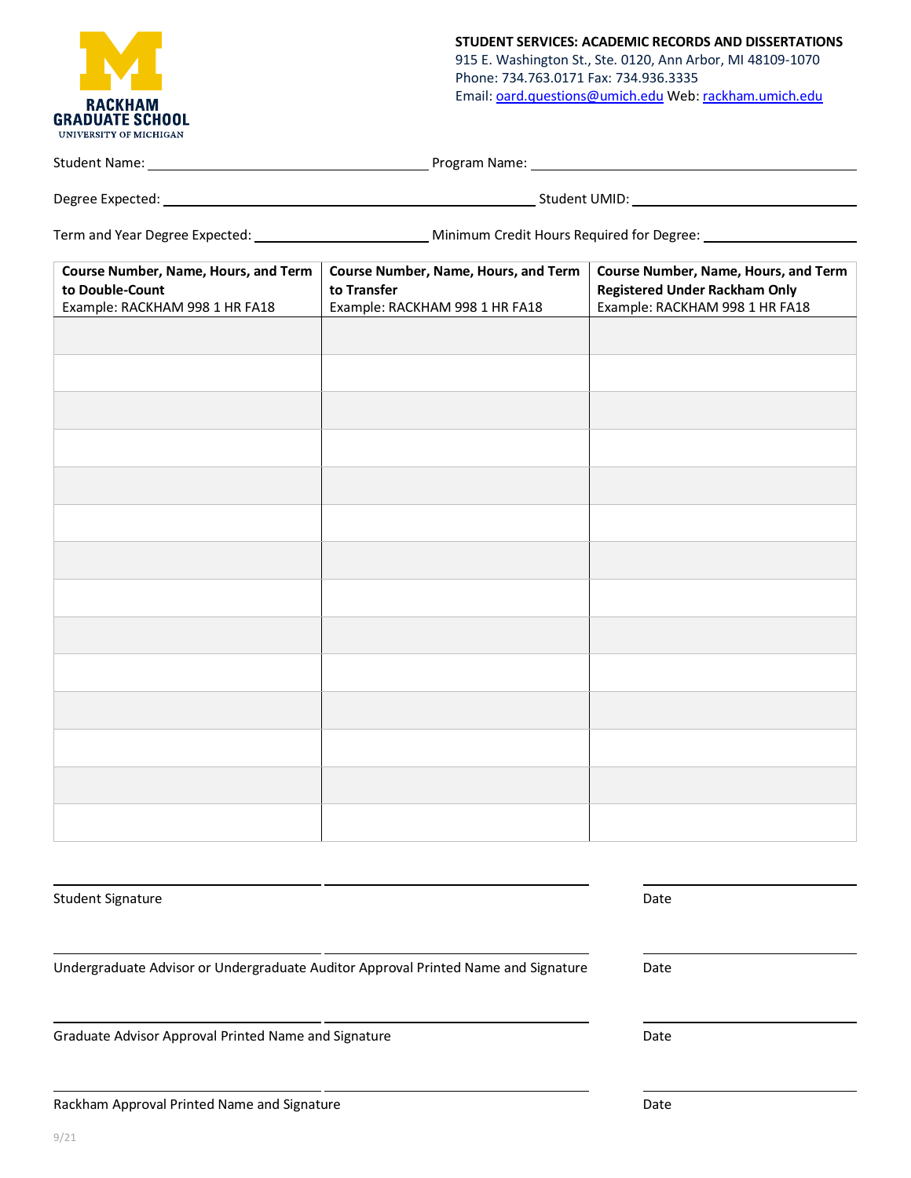RACKHAM GRADUATE SCHOOL
UNIVERSITY OF MICHIGAN

**STUDENT SERVICES: ACADEMIC RECORDS AND DISSERTATIONS**
915 E. Washington St., Ste. 0120, Ann Arbor, MI 48109-1070
Phone: 734.763.0171 Fax: 734.936.3335
Email: oard.questions@umich.edu Web: rackham.umich.edu

Student Name: ____________________ Program Name: ____________________

Degree Expected: ____________________ Student UMID: ____________________

Term and Year Degree Expected: ____________ Minimum Credit Hours Required for Degree: ____________

| **Course Number, Name, Hours, and Term to Double-Count** Example: RACKHAM 998 1 HR FA18 | **Course Number, Name, Hours, and Term to Transfer** Example: RACKHAM 998 1 HR FA18 | **Course Number, Name, Hours, and Term Registered Under Rackham Only** Example: RACKHAM 998 1 HR FA18 |
|---|---|---|
| | | |
| | | |
| | | |
| | | |
| | | |
| | | |
| | | |
| | | |
| | | |
| | | |
| | | |
| | | |
| | | |
| | | |

Student Signature ____________________ Date ____________

Undergraduate Advisor or Undergraduate Auditor Approval Printed Name and Signature ____________________ Date ____________

Graduate Advisor Approval Printed Name and Signature ____________________ Date ____________

Rackham Approval Printed Name and Signature ____________________ Date ____________

9/21